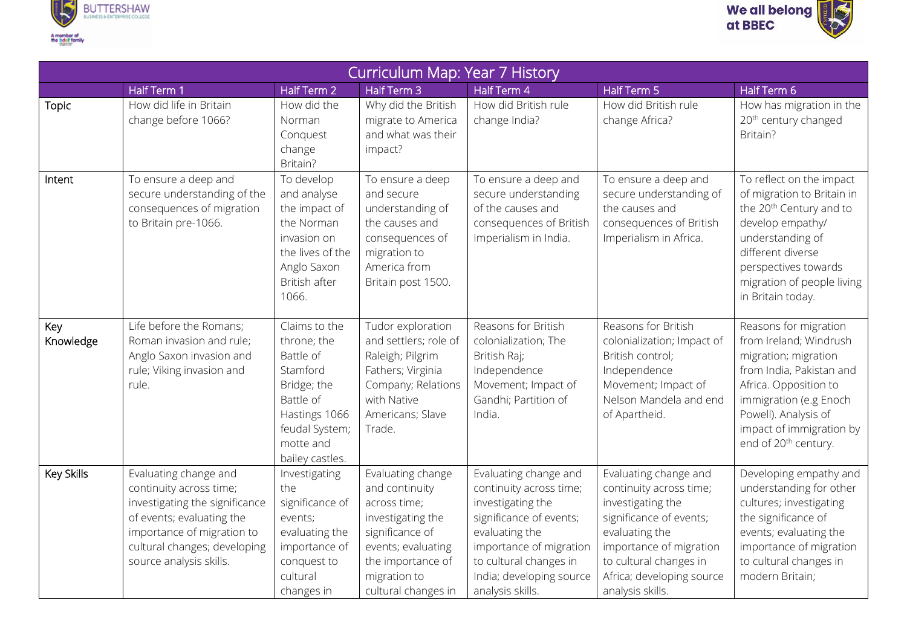| Curriculum Map: Year 7 History | | | | | | |
|---|---|---|---|---|---|---|
| | Half Term 1 | Half Term 2 | Half Term 3 | Half Term 4 | Half Term 5 | Half Term 6 |
| Topic | How did life in Britain change before 1066? | How did the Norman Conquest change Britain? | Why did the British migrate to America and what was their impact? | How did British rule change India? | How did British rule change Africa? | How has migration in the 20th century changed Britain? |
| Intent | To ensure a deep and secure understanding of the consequences of migration to Britain pre-1066. | To develop and analyse the impact of the Norman invasion on the lives of the Anglo Saxon British after 1066. | To ensure a deep and secure understanding of the causes and consequences of migration to America from Britain post 1500. | To ensure a deep and secure understanding of the causes and consequences of British Imperialism in India. | To ensure a deep and secure understanding of the causes and consequences of British Imperialism in Africa. | To reflect on the impact of migration to Britain in the 20th Century and to develop empathy/ understanding of different diverse perspectives towards migration of people living in Britain today. |
| Key Knowledge | Life before the Romans; Roman invasion and rule; Anglo Saxon invasion and rule; Viking invasion and rule. | Claims to the throne; the Battle of Stamford Bridge; the Battle of Hastings 1066 feudal System; motte and bailey castles. | Tudor exploration and settlers; role of Raleigh; Pilgrim Fathers; Virginia Company; Relations with Native Americans; Slave Trade. | Reasons for British colonialization; The British Raj; Independence Movement; Impact of Gandhi; Partition of India. | Reasons for British colonialization; Impact of British control; Independence Movement; Impact of Nelson Mandela and end of Apartheid. | Reasons for migration from Ireland; Windrush migration; migration from India, Pakistan and Africa. Opposition to immigration (e.g Enoch Powell). Analysis of impact of immigration by end of 20th century. |
| Key Skills | Evaluating change and continuity across time; investigating the significance of events; evaluating the importance of migration to cultural changes; developing source analysis skills. | Investigating the significance of events; evaluating the importance of conquest to cultural changes in | Evaluating change and continuity across time; investigating the significance of events; evaluating the importance of migration to cultural changes in | Evaluating change and continuity across time; investigating the significance of events; evaluating the importance of migration to cultural changes in India; developing source analysis skills. | Evaluating change and continuity across time; investigating the significance of events; evaluating the importance of migration to cultural changes in Africa; developing source analysis skills. | Developing empathy and understanding for other cultures; investigating the significance of events; evaluating the importance of migration to cultural changes in modern Britain; |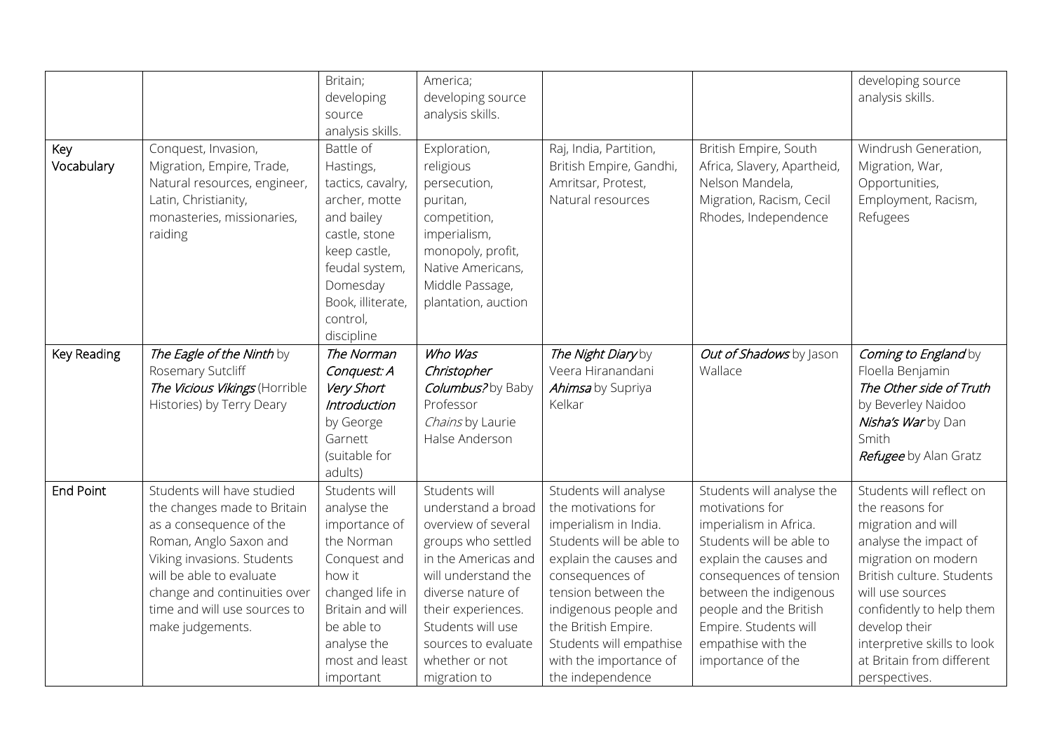| | | | | | | |
|---|---|---|---|---|---|---|
| | | Britain; developing source analysis skills. | America; developing source analysis skills. | | | developing source analysis skills. |
| **Key Vocabulary** | Conquest, Invasion, Migration, Empire, Trade, Natural resources, engineer, Latin, Christianity, monasteries, missionaries, raiding | Battle of Hastings, tactics, cavalry, archer, motte and bailey castle, stone keep castle, feudal system, Domesday Book, illiterate, control, discipline | Exploration, religious persecution, puritan, competition, imperialism, monopoly, profit, Native Americans, Middle Passage, plantation, auction | Raj, India, Partition, British Empire, Gandhi, Amritsar, Protest, Natural resources | British Empire, South Africa, Slavery, Apartheid, Nelson Mandela, Migration, Racism, Cecil Rhodes, Independence | Windrush Generation, Migration, War, Opportunities, Employment, Racism, Refugees |
| **Key Reading** | *The Eagle of the Ninth* by Rosemary Sutcliff<br>*The Vicious Vikings* (Horrible Histories) by Terry Deary | *The Norman Conquest: A Very Short Introduction* by George Garnett (suitable for adults) | *Who Was Christopher Columbus?* by Baby Professor<br>*Chains* by Laurie Halse Anderson | *The Night Diary* by Veera Hiranandani<br>*Ahimsa* by Supriya Kelkar | *Out of Shadows* by Jason Wallace | *Coming to England* by Floella Benjamin<br>*The Other side of Truth* by Beverley Naidoo<br>*Nisha's War* by Dan Smith<br>*Refugee* by Alan Gratz |
| **End Point** | Students will have studied the changes made to Britain as a consequence of the Roman, Anglo Saxon and Viking invasions. Students will be able to evaluate change and continuities over time and will use sources to make judgements. | Students will analyse the importance of the Norman Conquest and how it changed life in Britain and will be able to analyse the most and least important | Students will understand a broad overview of several groups who settled in the Americas and will understand the diverse nature of their experiences. Students will use sources to evaluate whether or not migration to | Students will analyse the motivations for imperialism in India. Students will be able to explain the causes and consequences of tension between the indigenous people and the British Empire. Students will empathise with the importance of the independence | Students will analyse the motivations for imperialism in Africa. Students will be able to explain the causes and consequences of tension between the indigenous people and the British Empire. Students will empathise with the importance of the | Students will reflect on the reasons for migration and will analyse the impact of migration on modern British culture. Students will use sources confidently to help them develop their interpretive skills to look at Britain from different perspectives. |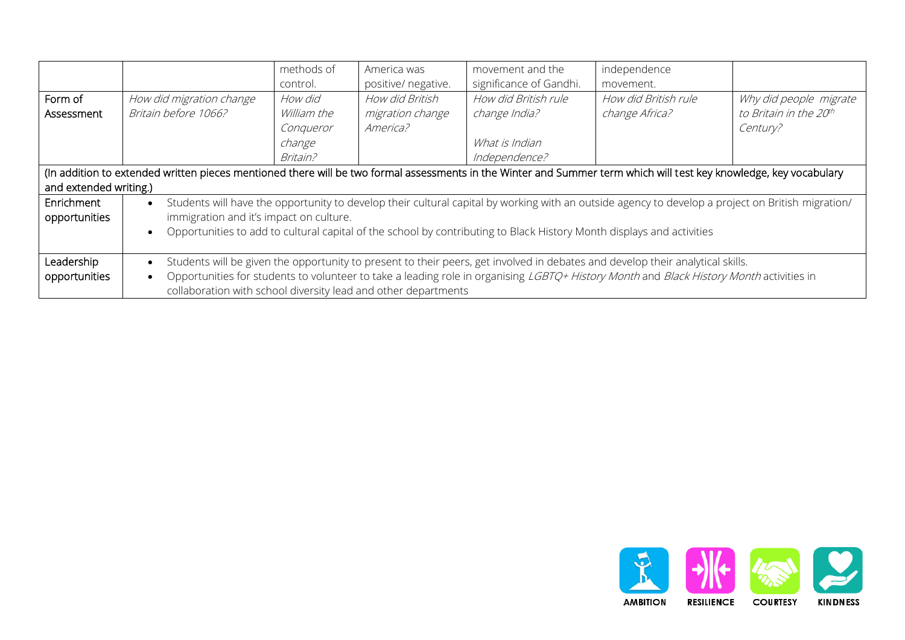| | | | | | | |
|---|---|---|---|---|---|---|
| | | methods of control. | America was positive/ negative. | movement and the significance of Gandhi. | independence movement. | |
| Form of Assessment | *How did migration change Britain before 1066?* | *How did William the Conqueror change Britain?* | *How did British migration change America?* | *How did British rule change India?* *What is Indian Independence?* | *How did British rule change Africa?* | *Why did people migrate to Britain in the 20th Century?* |
| (In addition to extended written pieces mentioned there will be two formal assessments in the Winter and Summer term which will test key knowledge, key vocabulary and extended writing.) | | | | | | |
| Enrichment opportunities | • Students will have the opportunity to develop their cultural capital by working with an outside agency to develop a project on British migration/ immigration and it's impact on culture. • Opportunities to add to cultural capital of the school by contributing to Black History Month displays and activities | | | | | |
| Leadership opportunities | • Students will be given the opportunity to present to their peers, get involved in debates and develop their analytical skills. • Opportunities for students to volunteer to take a leading role in organising *LGBTQ+ History Month* and *Black History Month* activities in collaboration with school diversity lead and other departments | | | | | |

AMBITION RESILIENCE COURTESY KINDNESS